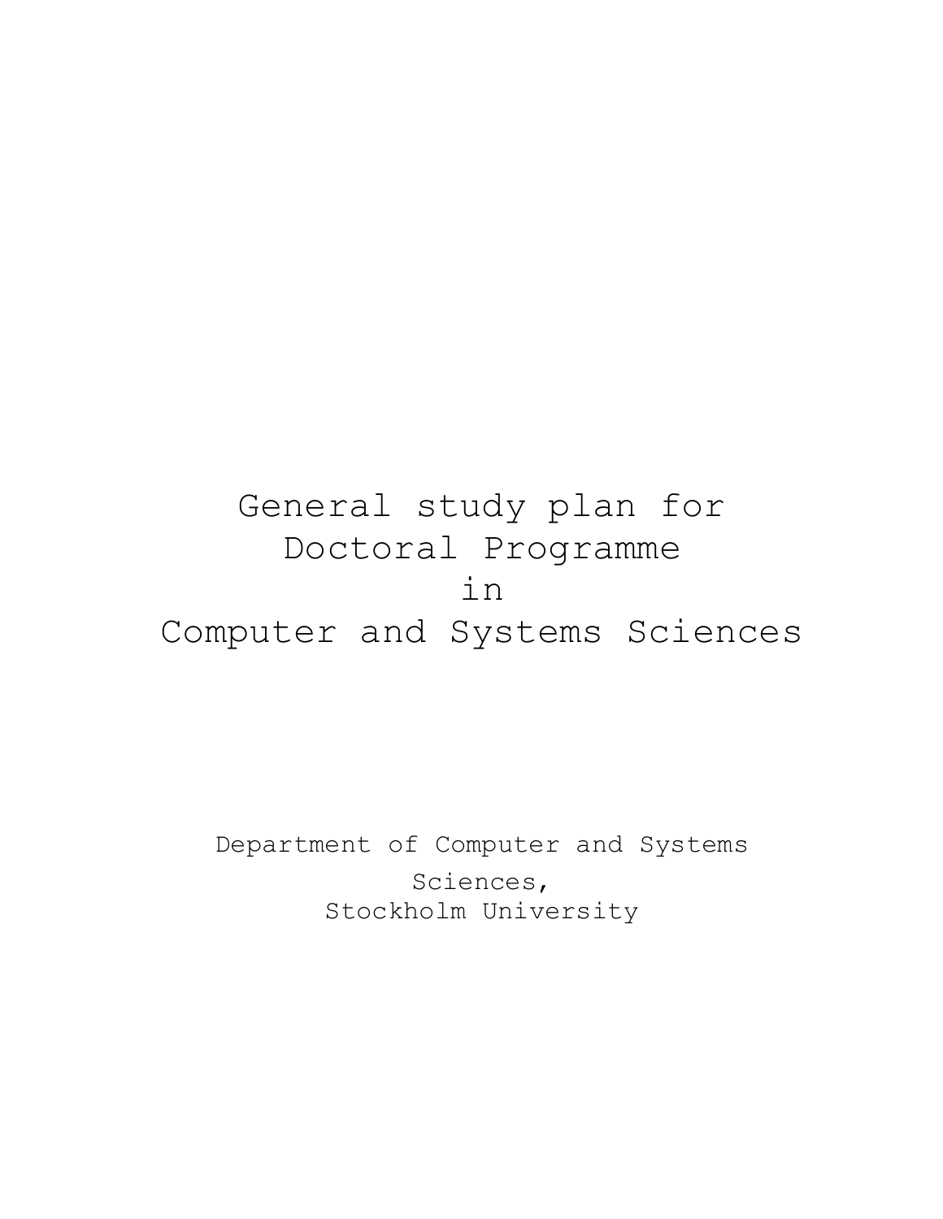# General study plan for Doctoral Programme in Computer and Systems Sciences

Department of Computer and Systems Sciences,
Stockholm University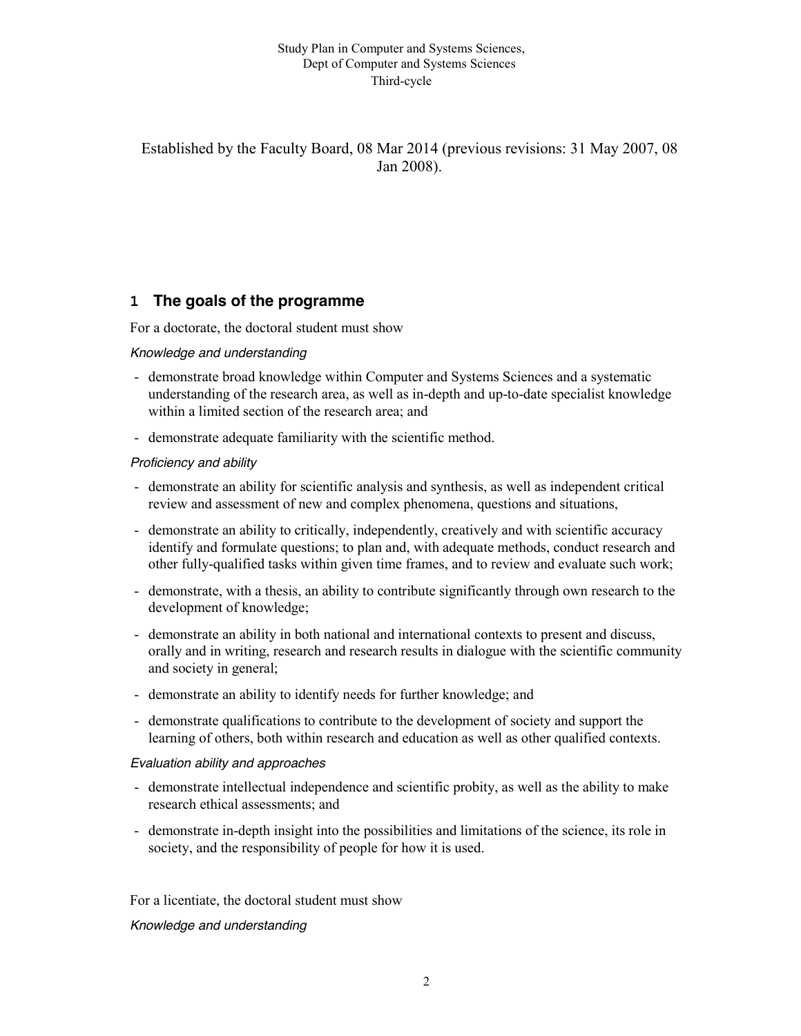Established by the Faculty Board, 08 Mar 2014 (previous revisions: 31 May 2007, 08 Jan 2008).

## 1 The goals of the programme

For a doctorate, the doctoral student must show

*Knowledge and understanding*

- demonstrate broad knowledge within Computer and Systems Sciences and a systematic understanding of the research area, as well as in-depth and up-to-date specialist knowledge within a limited section of the research area; and
- demonstrate adequate familiarity with the scientific method.

*Proficiency and ability*

- demonstrate an ability for scientific analysis and synthesis, as well as independent critical review and assessment of new and complex phenomena, questions and situations,
- demonstrate an ability to critically, independently, creatively and with scientific accuracy identify and formulate questions; to plan and, with adequate methods, conduct research and other fully-qualified tasks within given time frames, and to review and evaluate such work;
- demonstrate, with a thesis, an ability to contribute significantly through own research to the development of knowledge;
- demonstrate an ability in both national and international contexts to present and discuss, orally and in writing, research and research results in dialogue with the scientific community and society in general;
- demonstrate an ability to identify needs for further knowledge; and
- demonstrate qualifications to contribute to the development of society and support the learning of others, both within research and education as well as other qualified contexts.

*Evaluation ability and approaches*

- demonstrate intellectual independence and scientific probity, as well as the ability to make research ethical assessments; and
- demonstrate in-depth insight into the possibilities and limitations of the science, its role in society, and the responsibility of people for how it is used.

For a licentiate, the doctoral student must show

*Knowledge and understanding*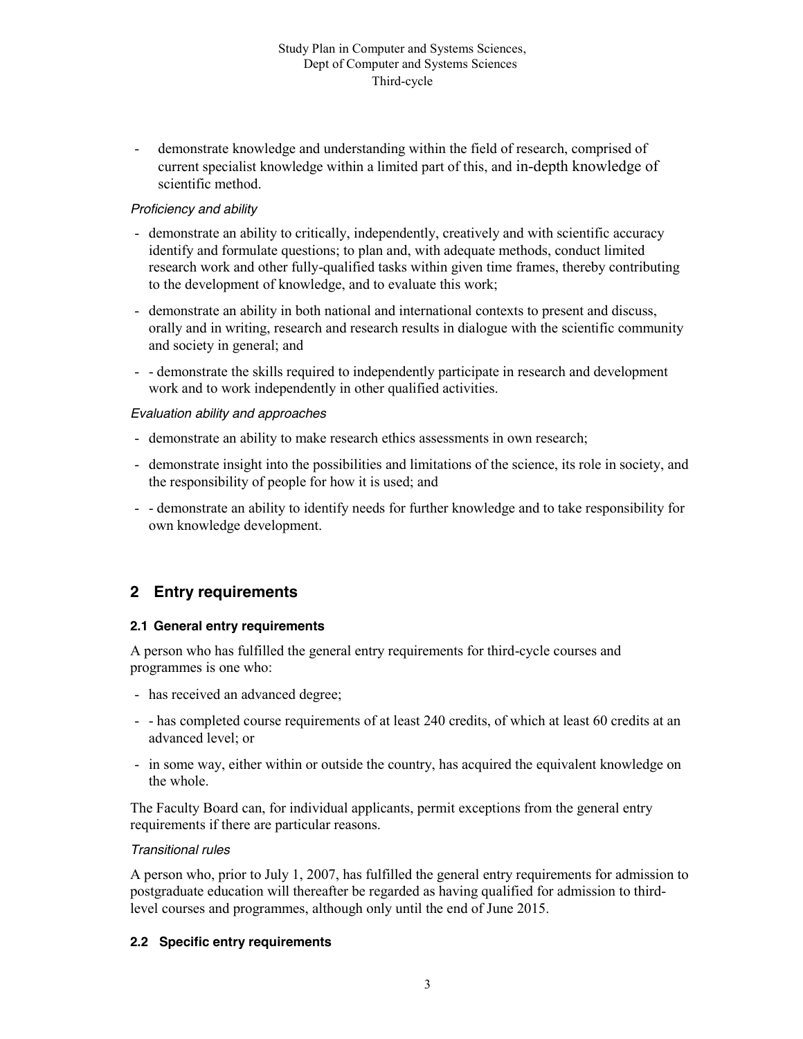- demonstrate knowledge and understanding within the field of research, comprised of current specialist knowledge within a limited part of this, and in-depth knowledge of scientific method.

*Proficiency and ability*

- demonstrate an ability to critically, independently, creatively and with scientific accuracy identify and formulate questions; to plan and, with adequate methods, conduct limited research work and other fully-qualified tasks within given time frames, thereby contributing to the development of knowledge, and to evaluate this work;
- demonstrate an ability in both national and international contexts to present and discuss, orally and in writing, research and research results in dialogue with the scientific community and society in general; and
- - demonstrate the skills required to independently participate in research and development work and to work independently in other qualified activities.

*Evaluation ability and approaches*

- demonstrate an ability to make research ethics assessments in own research;
- demonstrate insight into the possibilities and limitations of the science, its role in society, and the responsibility of people for how it is used; and
- - demonstrate an ability to identify needs for further knowledge and to take responsibility for own knowledge development.

## 2 Entry requirements

### 2.1 General entry requirements

A person who has fulfilled the general entry requirements for third-cycle courses and programmes is one who:

- has received an advanced degree;
- - has completed course requirements of at least 240 credits, of which at least 60 credits at an advanced level; or
- in some way, either within or outside the country, has acquired the equivalent knowledge on the whole.

The Faculty Board can, for individual applicants, permit exceptions from the general entry requirements if there are particular reasons.

*Transitional rules*

A person who, prior to July 1, 2007, has fulfilled the general entry requirements for admission to postgraduate education will thereafter be regarded as having qualified for admission to third-level courses and programmes, although only until the end of June 2015.

### 2.2 Specific entry requirements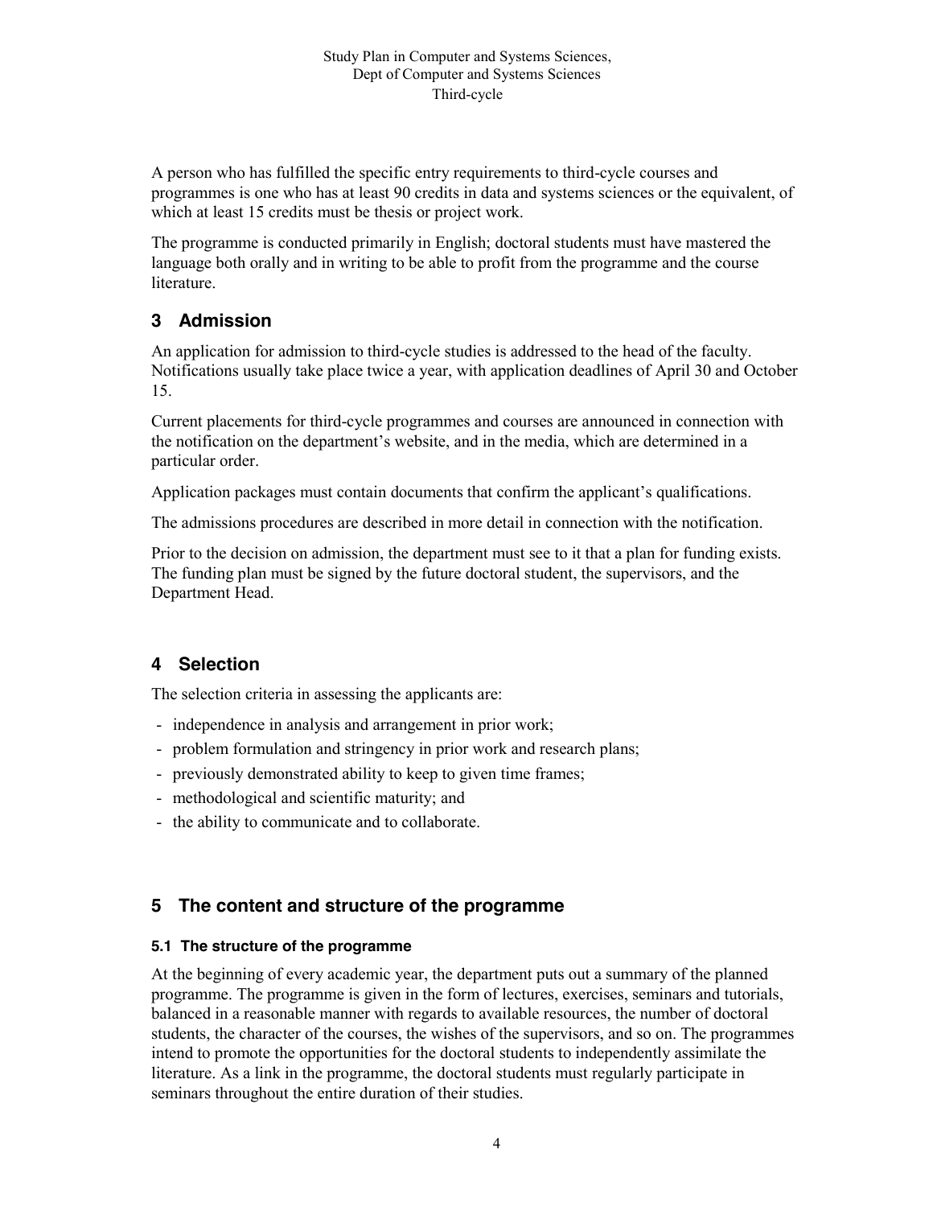A person who has fulfilled the specific entry requirements to third-cycle courses and programmes is one who has at least 90 credits in data and systems sciences or the equivalent, of which at least 15 credits must be thesis or project work.

The programme is conducted primarily in English; doctoral students must have mastered the language both orally and in writing to be able to profit from the programme and the course literature.

## 3 Admission

An application for admission to third-cycle studies is addressed to the head of the faculty. Notifications usually take place twice a year, with application deadlines of April 30 and October 15.

Current placements for third-cycle programmes and courses are announced in connection with the notification on the department's website, and in the media, which are determined in a particular order.

Application packages must contain documents that confirm the applicant's qualifications.

The admissions procedures are described in more detail in connection with the notification.

Prior to the decision on admission, the department must see to it that a plan for funding exists. The funding plan must be signed by the future doctoral student, the supervisors, and the Department Head.

## 4 Selection

The selection criteria in assessing the applicants are:

- independence in analysis and arrangement in prior work;
- problem formulation and stringency in prior work and research plans;
- previously demonstrated ability to keep to given time frames;
- methodological and scientific maturity; and
- the ability to communicate and to collaborate.

## 5 The content and structure of the programme

### 5.1 The structure of the programme

At the beginning of every academic year, the department puts out a summary of the planned programme. The programme is given in the form of lectures, exercises, seminars and tutorials, balanced in a reasonable manner with regards to available resources, the number of doctoral students, the character of the courses, the wishes of the supervisors, and so on. The programmes intend to promote the opportunities for the doctoral students to independently assimilate the literature. As a link in the programme, the doctoral students must regularly participate in seminars throughout the entire duration of their studies.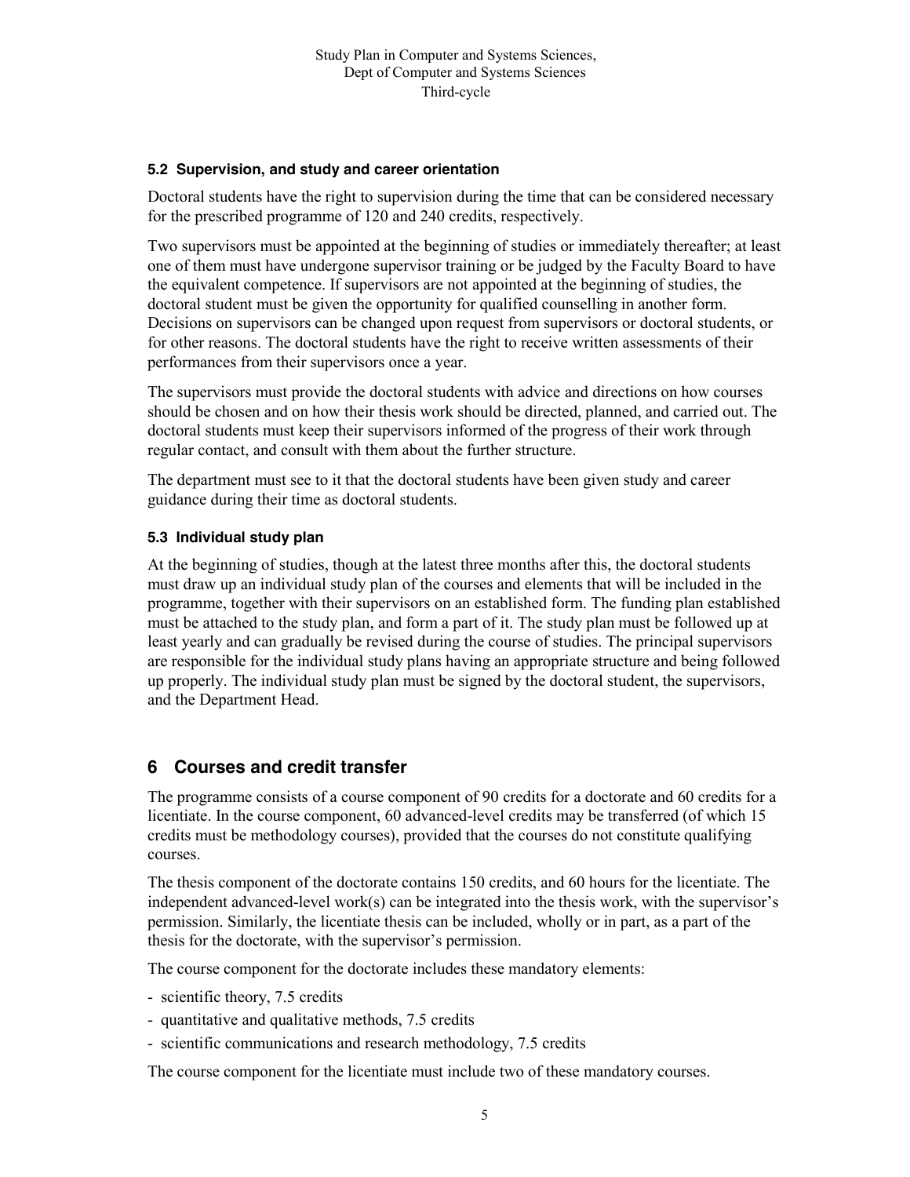### 5.2 Supervision, and study and career orientation

Doctoral students have the right to supervision during the time that can be considered necessary for the prescribed programme of 120 and 240 credits, respectively.

Two supervisors must be appointed at the beginning of studies or immediately thereafter; at least one of them must have undergone supervisor training or be judged by the Faculty Board to have the equivalent competence. If supervisors are not appointed at the beginning of studies, the doctoral student must be given the opportunity for qualified counselling in another form. Decisions on supervisors can be changed upon request from supervisors or doctoral students, or for other reasons. The doctoral students have the right to receive written assessments of their performances from their supervisors once a year.

The supervisors must provide the doctoral students with advice and directions on how courses should be chosen and on how their thesis work should be directed, planned, and carried out. The doctoral students must keep their supervisors informed of the progress of their work through regular contact, and consult with them about the further structure.

The department must see to it that the doctoral students have been given study and career guidance during their time as doctoral students.

### 5.3 Individual study plan

At the beginning of studies, though at the latest three months after this, the doctoral students must draw up an individual study plan of the courses and elements that will be included in the programme, together with their supervisors on an established form. The funding plan established must be attached to the study plan, and form a part of it. The study plan must be followed up at least yearly and can gradually be revised during the course of studies. The principal supervisors are responsible for the individual study plans having an appropriate structure and being followed up properly. The individual study plan must be signed by the doctoral student, the supervisors, and the Department Head.

## 6 Courses and credit transfer

The programme consists of a course component of 90 credits for a doctorate and 60 credits for a licentiate. In the course component, 60 advanced-level credits may be transferred (of which 15 credits must be methodology courses), provided that the courses do not constitute qualifying courses.

The thesis component of the doctorate contains 150 credits, and 60 hours for the licentiate. The independent advanced-level work(s) can be integrated into the thesis work, with the supervisor's permission. Similarly, the licentiate thesis can be included, wholly or in part, as a part of the thesis for the doctorate, with the supervisor's permission.

The course component for the doctorate includes these mandatory elements:

- scientific theory, 7.5 credits
- quantitative and qualitative methods, 7.5 credits
- scientific communications and research methodology, 7.5 credits

The course component for the licentiate must include two of these mandatory courses.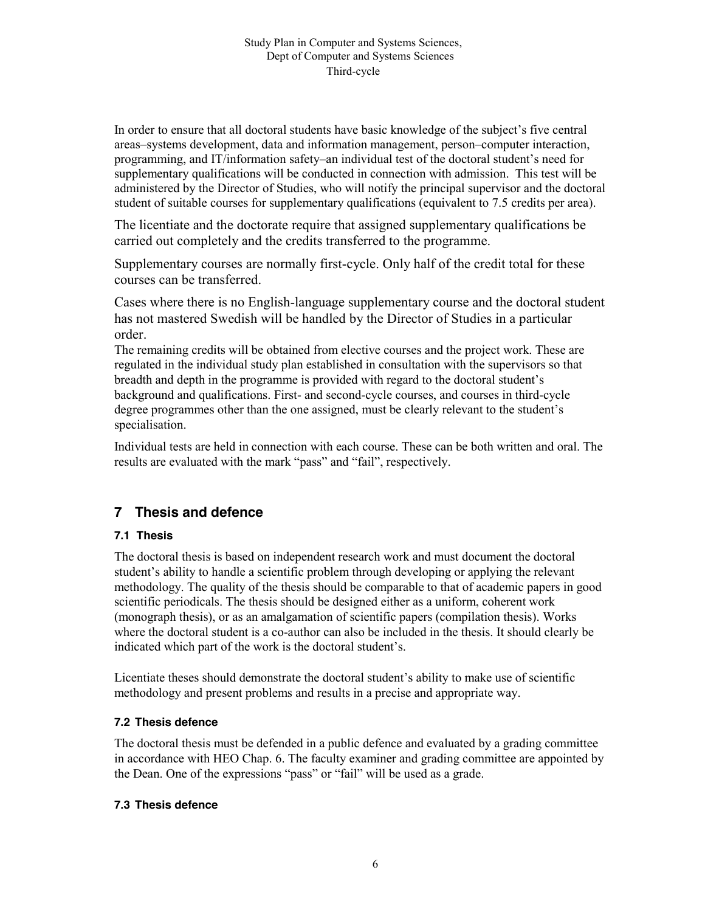In order to ensure that all doctoral students have basic knowledge of the subject's five central areas–systems development, data and information management, person–computer interaction, programming, and IT/information safety–an individual test of the doctoral student's need for supplementary qualifications will be conducted in connection with admission. This test will be administered by the Director of Studies, who will notify the principal supervisor and the doctoral student of suitable courses for supplementary qualifications (equivalent to 7.5 credits per area).

The licentiate and the doctorate require that assigned supplementary qualifications be carried out completely and the credits transferred to the programme.

Supplementary courses are normally first-cycle. Only half of the credit total for these courses can be transferred.

Cases where there is no English-language supplementary course and the doctoral student has not mastered Swedish will be handled by the Director of Studies in a particular order.

The remaining credits will be obtained from elective courses and the project work. These are regulated in the individual study plan established in consultation with the supervisors so that breadth and depth in the programme is provided with regard to the doctoral student's background and qualifications. First- and second-cycle courses, and courses in third-cycle degree programmes other than the one assigned, must be clearly relevant to the student's specialisation.

Individual tests are held in connection with each course. These can be both written and oral. The results are evaluated with the mark "pass" and "fail", respectively.

## 7 Thesis and defence

### 7.1 Thesis

The doctoral thesis is based on independent research work and must document the doctoral student's ability to handle a scientific problem through developing or applying the relevant methodology. The quality of the thesis should be comparable to that of academic papers in good scientific periodicals. The thesis should be designed either as a uniform, coherent work (monograph thesis), or as an amalgamation of scientific papers (compilation thesis). Works where the doctoral student is a co-author can also be included in the thesis. It should clearly be indicated which part of the work is the doctoral student's.

Licentiate theses should demonstrate the doctoral student's ability to make use of scientific methodology and present problems and results in a precise and appropriate way.

### 7.2 Thesis defence

The doctoral thesis must be defended in a public defence and evaluated by a grading committee in accordance with HEO Chap. 6. The faculty examiner and grading committee are appointed by the Dean. One of the expressions "pass" or "fail" will be used as a grade.

### 7.3 Thesis defence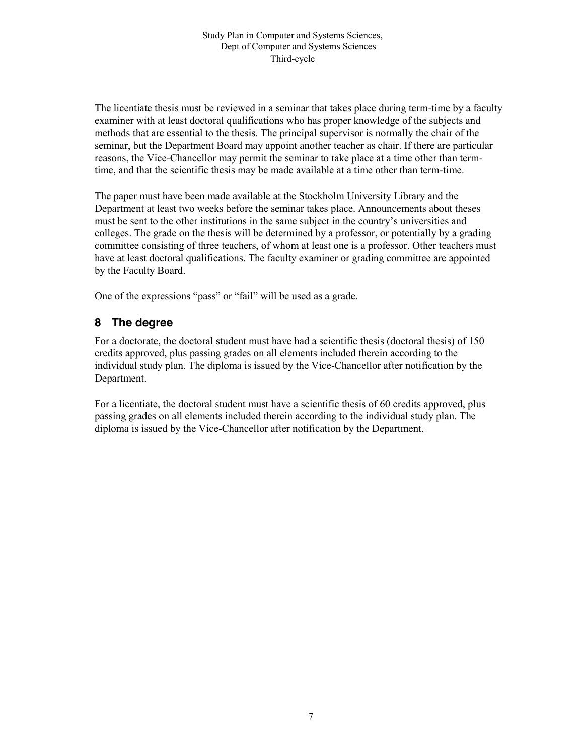The licentiate thesis must be reviewed in a seminar that takes place during term-time by a faculty examiner with at least doctoral qualifications who has proper knowledge of the subjects and methods that are essential to the thesis. The principal supervisor is normally the chair of the seminar, but the Department Board may appoint another teacher as chair. If there are particular reasons, the Vice-Chancellor may permit the seminar to take place at a time other than term-time, and that the scientific thesis may be made available at a time other than term-time.

The paper must have been made available at the Stockholm University Library and the Department at least two weeks before the seminar takes place. Announcements about theses must be sent to the other institutions in the same subject in the country's universities and colleges. The grade on the thesis will be determined by a professor, or potentially by a grading committee consisting of three teachers, of whom at least one is a professor. Other teachers must have at least doctoral qualifications. The faculty examiner or grading committee are appointed by the Faculty Board.

One of the expressions "pass" or "fail" will be used as a grade.

## 8 The degree

For a doctorate, the doctoral student must have had a scientific thesis (doctoral thesis) of 150 credits approved, plus passing grades on all elements included therein according to the individual study plan. The diploma is issued by the Vice-Chancellor after notification by the Department.

For a licentiate, the doctoral student must have a scientific thesis of 60 credits approved, plus passing grades on all elements included therein according to the individual study plan. The diploma is issued by the Vice-Chancellor after notification by the Department.